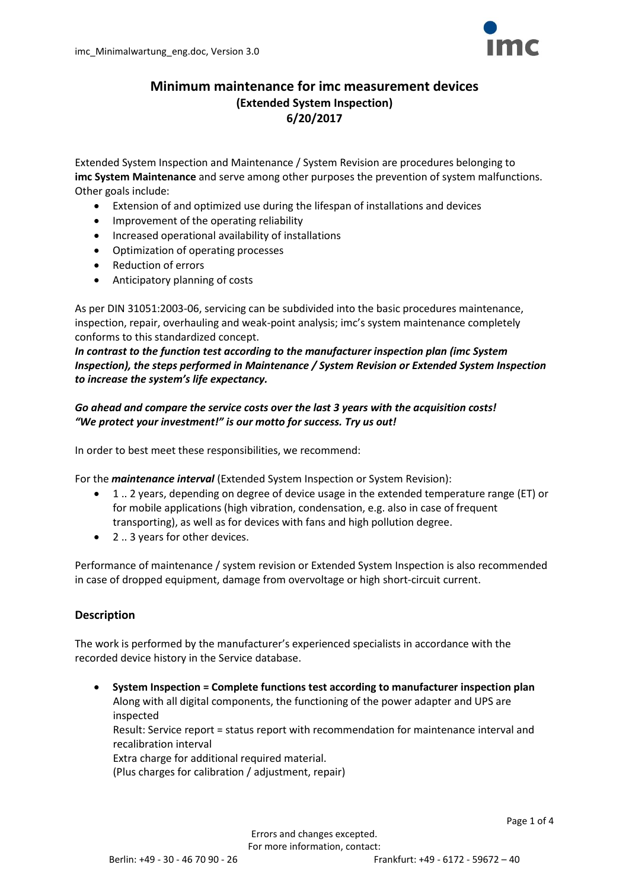# Minimum maintenance for imc measurement devices

**(Extended System Inspection)**
**6/20/2017**

Extended System Inspection and Maintenance / System Revision are procedures belonging to **imc System Maintenance** and serve among other purposes the prevention of system malfunctions. Other goals include:

- Extension of and optimized use during the lifespan of installations and devices
- Improvement of the operating reliability
- Increased operational availability of installations
- Optimization of operating processes
- Reduction of errors
- Anticipatory planning of costs

As per DIN 31051:2003-06, servicing can be subdivided into the basic procedures maintenance, inspection, repair, overhauling and weak-point analysis; imc's system maintenance completely conforms to this standardized concept.
***In contrast to the function test according to the manufacturer inspection plan (imc System Inspection), the steps performed in Maintenance / System Revision or Extended System Inspection to increase the system's life expectancy.***

***Go ahead and compare the service costs over the last 3 years with the acquisition costs! "We protect your investment!" is our motto for success. Try us out!***

In order to best meet these responsibilities, we recommend:

For the ***maintenance interval*** (Extended System Inspection or System Revision):

- 1 .. 2 years, depending on degree of device usage in the extended temperature range (ET) or for mobile applications (high vibration, condensation, e.g. also in case of frequent transporting), as well as for devices with fans and high pollution degree.
- 2 .. 3 years for other devices.

Performance of maintenance / system revision or Extended System Inspection is also recommended in case of dropped equipment, damage from overvoltage or high short-circuit current.

## Description

The work is performed by the manufacturer's experienced specialists in accordance with the recorded device history in the Service database.

- **System Inspection = Complete functions test according to manufacturer inspection plan**
  Along with all digital components, the functioning of the power adapter and UPS are inspected
  Result: Service report = status report with recommendation for maintenance interval and recalibration interval
  Extra charge for additional required material.
  (Plus charges for calibration / adjustment, repair)

Errors and changes excepted.
For more information, contact:
Berlin: +49 - 30 - 46 70 90 - 26 Frankfurt: +49 - 6172 - 59672 – 40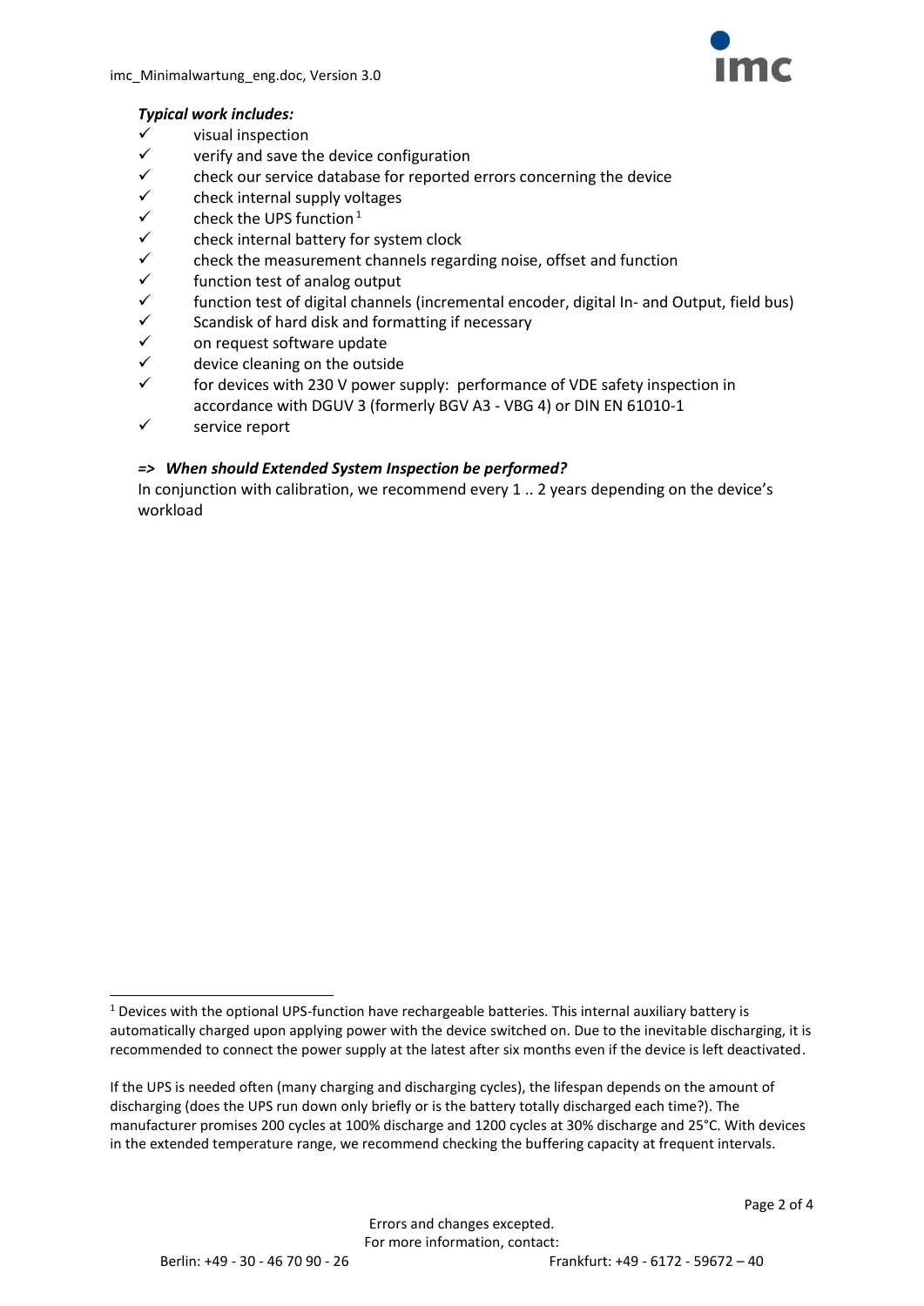***Typical work includes:***

- ✓ visual inspection
- ✓ verify and save the device configuration
- ✓ check our service database for reported errors concerning the device
- ✓ check internal supply voltages
- ✓ check the UPS function[1]
- ✓ check internal battery for system clock
- ✓ check the measurement channels regarding noise, offset and function
- ✓ function test of analog output
- ✓ function test of digital channels (incremental encoder, digital In- and Output, field bus)
- ✓ Scandisk of hard disk and formatting if necessary
- ✓ on request software update
- ✓ device cleaning on the outside
- ✓ for devices with 230 V power supply: performance of VDE safety inspection in accordance with DGUV 3 (formerly BGV A3 - VBG 4) or DIN EN 61010-1
- ✓ service report

***=> When should Extended System Inspection be performed?***

In conjunction with calibration, we recommend every 1 .. 2 years depending on the device's workload

---

[1] Devices with the optional UPS-function have rechargeable batteries. This internal auxiliary battery is automatically charged upon applying power with the device switched on. Due to the inevitable discharging, it is recommended to connect the power supply at the latest after six months even if the device is left deactivated.

If the UPS is needed often (many charging and discharging cycles), the lifespan depends on the amount of discharging (does the UPS run down only briefly or is the battery totally discharged each time?). The manufacturer promises 200 cycles at 100% discharge and 1200 cycles at 30% discharge and 25°C. With devices in the extended temperature range, we recommend checking the buffering capacity at frequent intervals.

Errors and changes excepted.
For more information, contact:
Berlin: +49 - 30 - 46 70 90 - 26 Frankfurt: +49 - 6172 - 59672 – 40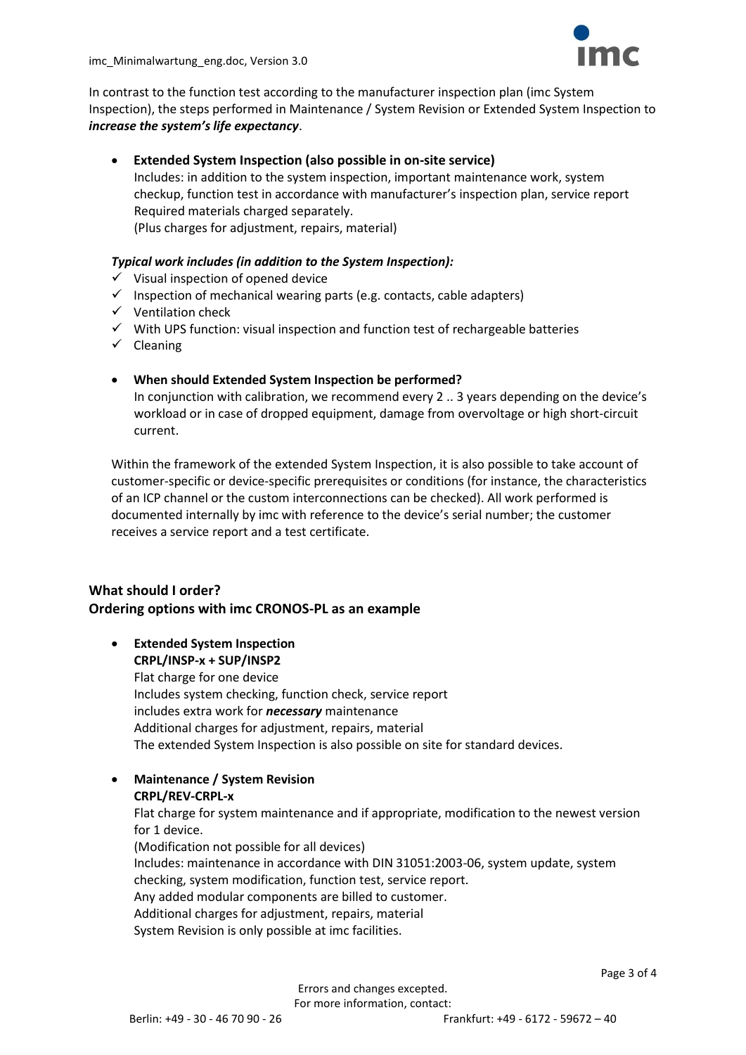In contrast to the function test according to the manufacturer inspection plan (imc System Inspection), the steps performed in Maintenance / System Revision or Extended System Inspection to ***increase the system's life expectancy***.

- **Extended System Inspection (also possible in on-site service)**
  Includes: in addition to the system inspection, important maintenance work, system checkup, function test in accordance with manufacturer's inspection plan, service report
  Required materials charged separately.
  (Plus charges for adjustment, repairs, material)

***Typical work includes (in addition to the System Inspection):***

- ✓ Visual inspection of opened device
- ✓ Inspection of mechanical wearing parts (e.g. contacts, cable adapters)
- ✓ Ventilation check
- ✓ With UPS function: visual inspection and function test of rechargeable batteries
- ✓ Cleaning

- **When should Extended System Inspection be performed?**
  In conjunction with calibration, we recommend every 2 .. 3 years depending on the device's workload or in case of dropped equipment, damage from overvoltage or high short-circuit current.

Within the framework of the extended System Inspection, it is also possible to take account of customer-specific or device-specific prerequisites or conditions (for instance, the characteristics of an ICP channel or the custom interconnections can be checked). All work performed is documented internally by imc with reference to the device's serial number; the customer receives a service report and a test certificate.

## What should I order?
## Ordering options with imc CRONOS-PL as an example

- **Extended System Inspection**
  **CRPL/INSP-x + SUP/INSP2**
  Flat charge for one device
  Includes system checking, function check, service report
  includes extra work for ***necessary*** maintenance
  Additional charges for adjustment, repairs, material
  The extended System Inspection is also possible on site for standard devices.

- **Maintenance / System Revision**
  **CRPL/REV-CRPL-x**
  Flat charge for system maintenance and if appropriate, modification to the newest version for 1 device.
  (Modification not possible for all devices)
  Includes: maintenance in accordance with DIN 31051:2003-06, system update, system checking, system modification, function test, service report.
  Any added modular components are billed to customer.
  Additional charges for adjustment, repairs, material
  System Revision is only possible at imc facilities.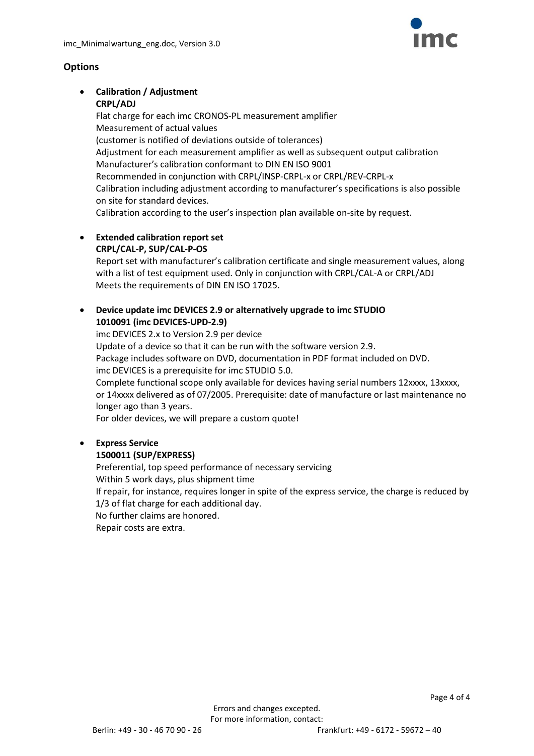## Options

- **Calibration / Adjustment**
  **CRPL/ADJ**
  Flat charge for each imc CRONOS-PL measurement amplifier
  Measurement of actual values
  (customer is notified of deviations outside of tolerances)
  Adjustment for each measurement amplifier as well as subsequent output calibration
  Manufacturer's calibration conformant to DIN EN ISO 9001
  Recommended in conjunction with CRPL/INSP-CRPL-x or CRPL/REV-CRPL-x
  Calibration including adjustment according to manufacturer's specifications is also possible on site for standard devices.
  Calibration according to the user's inspection plan available on-site by request.

- **Extended calibration report set**
  **CRPL/CAL-P, SUP/CAL-P-OS**
  Report set with manufacturer's calibration certificate and single measurement values, along with a list of test equipment used. Only in conjunction with CRPL/CAL-A or CRPL/ADJ
  Meets the requirements of DIN EN ISO 17025.

- **Device update imc DEVICES 2.9 or alternatively upgrade to imc STUDIO**
  **1010091 (imc DEVICES-UPD-2.9)**
  imc DEVICES 2.x to Version 2.9 per device
  Update of a device so that it can be run with the software version 2.9.
  Package includes software on DVD, documentation in PDF format included on DVD.
  imc DEVICES is a prerequisite for imc STUDIO 5.0.
  Complete functional scope only available for devices having serial numbers 12xxxx, 13xxxx, or 14xxxx delivered as of 07/2005. Prerequisite: date of manufacture or last maintenance no longer ago than 3 years.
  For older devices, we will prepare a custom quote!

- **Express Service**
  **1500011 (SUP/EXPRESS)**
  Preferential, top speed performance of necessary servicing
  Within 5 work days, plus shipment time
  If repair, for instance, requires longer in spite of the express service, the charge is reduced by 1/3 of flat charge for each additional day.
  No further claims are honored.
  Repair costs are extra.

Errors and changes excepted.
For more information, contact:
Berlin: +49 - 30 - 46 70 90 - 26 Frankfurt: +49 - 6172 - 59672 – 40